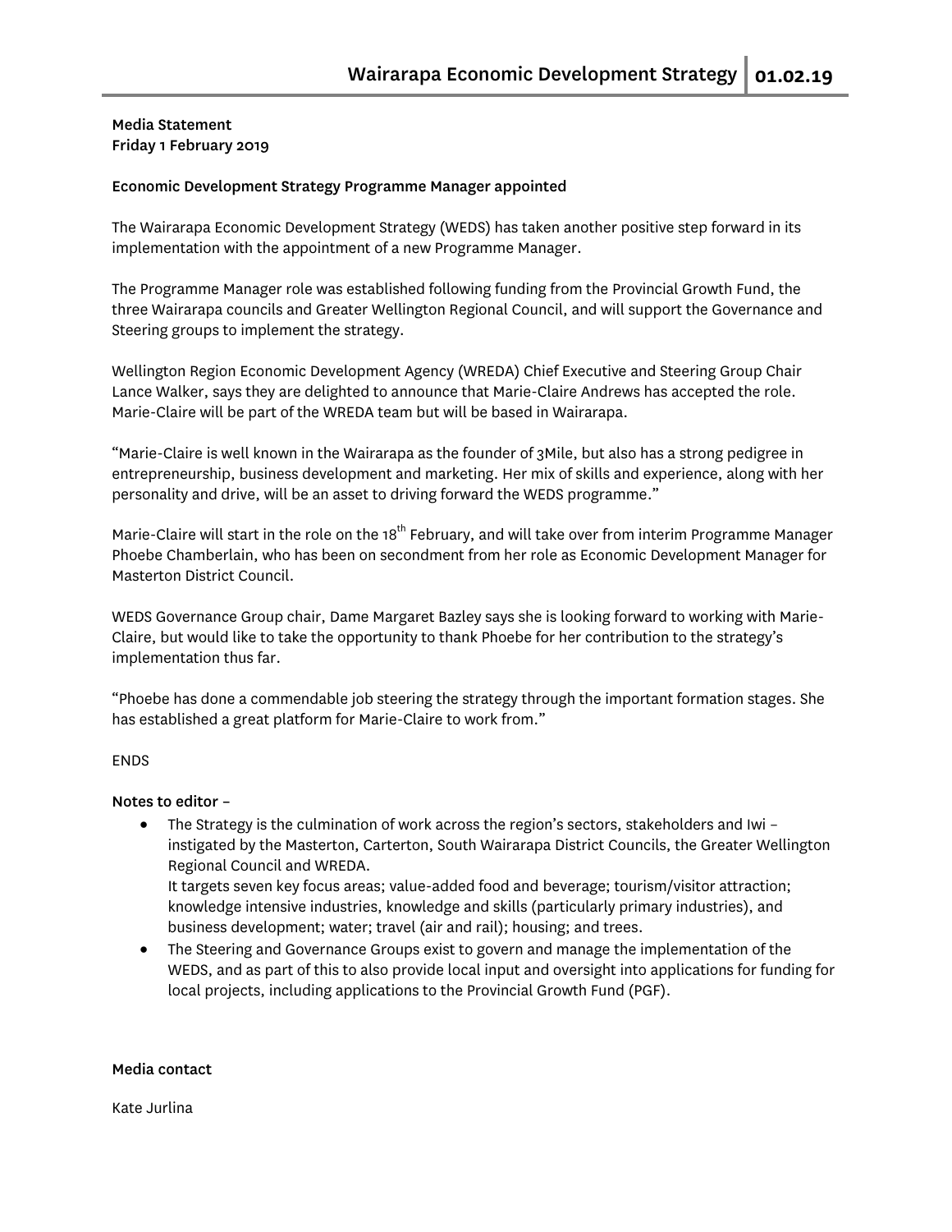**Media Statement**
**Friday 1 February 2019**

**Economic Development Strategy Programme Manager appointed**

The Wairarapa Economic Development Strategy (WEDS) has taken another positive step forward in its implementation with the appointment of a new Programme Manager.

The Programme Manager role was established following funding from the Provincial Growth Fund, the three Wairarapa councils and Greater Wellington Regional Council, and will support the Governance and Steering groups to implement the strategy.

Wellington Region Economic Development Agency (WREDA) Chief Executive and Steering Group Chair Lance Walker, says they are delighted to announce that Marie-Claire Andrews has accepted the role. Marie-Claire will be part of the WREDA team but will be based in Wairarapa.

"Marie-Claire is well known in the Wairarapa as the founder of 3Mile, but also has a strong pedigree in entrepreneurship, business development and marketing. Her mix of skills and experience, along with her personality and drive, will be an asset to driving forward the WEDS programme."

Marie-Claire will start in the role on the 18th February, and will take over from interim Programme Manager Phoebe Chamberlain, who has been on secondment from her role as Economic Development Manager for Masterton District Council.

WEDS Governance Group chair, Dame Margaret Bazley says she is looking forward to working with Marie-Claire, but would like to take the opportunity to thank Phoebe for her contribution to the strategy's implementation thus far.

"Phoebe has done a commendable job steering the strategy through the important formation stages. She has established a great platform for Marie-Claire to work from."

ENDS

**Notes to editor –**

- The Strategy is the culmination of work across the region's sectors, stakeholders and Iwi – instigated by the Masterton, Carterton, South Wairarapa District Councils, the Greater Wellington Regional Council and WREDA.
  It targets seven key focus areas; value-added food and beverage; tourism/visitor attraction; knowledge intensive industries, knowledge and skills (particularly primary industries), and business development; water; travel (air and rail); housing; and trees.
- The Steering and Governance Groups exist to govern and manage the implementation of the WEDS, and as part of this to also provide local input and oversight into applications for funding for local projects, including applications to the Provincial Growth Fund (PGF).

**Media contact**

Kate Jurlina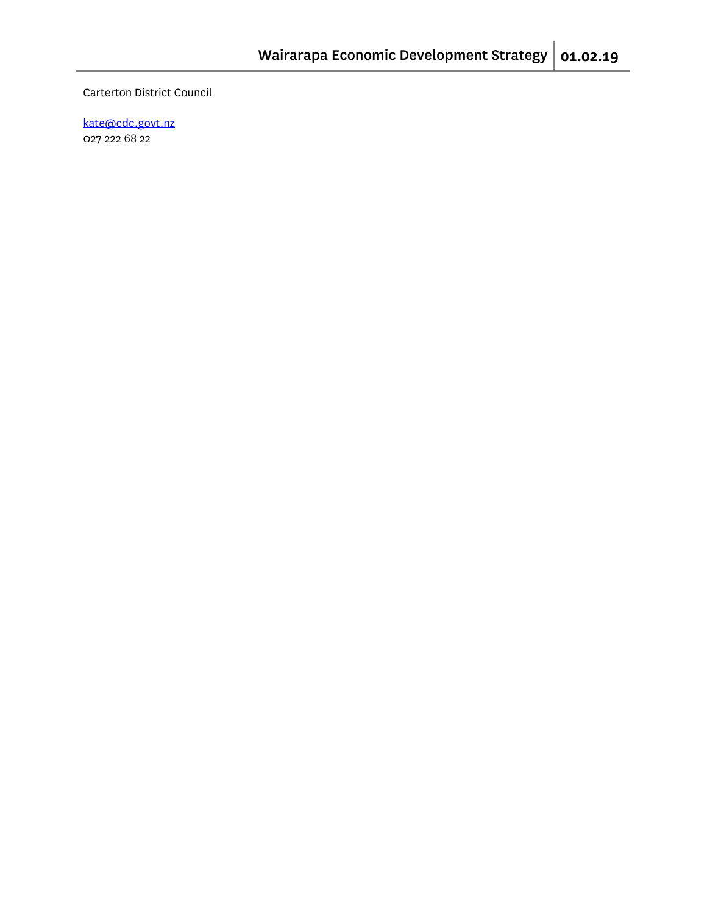Carterton District Council

[kate@cdc.govt.nz](mailto:kate@cdc.govt.nz)
027 222 68 22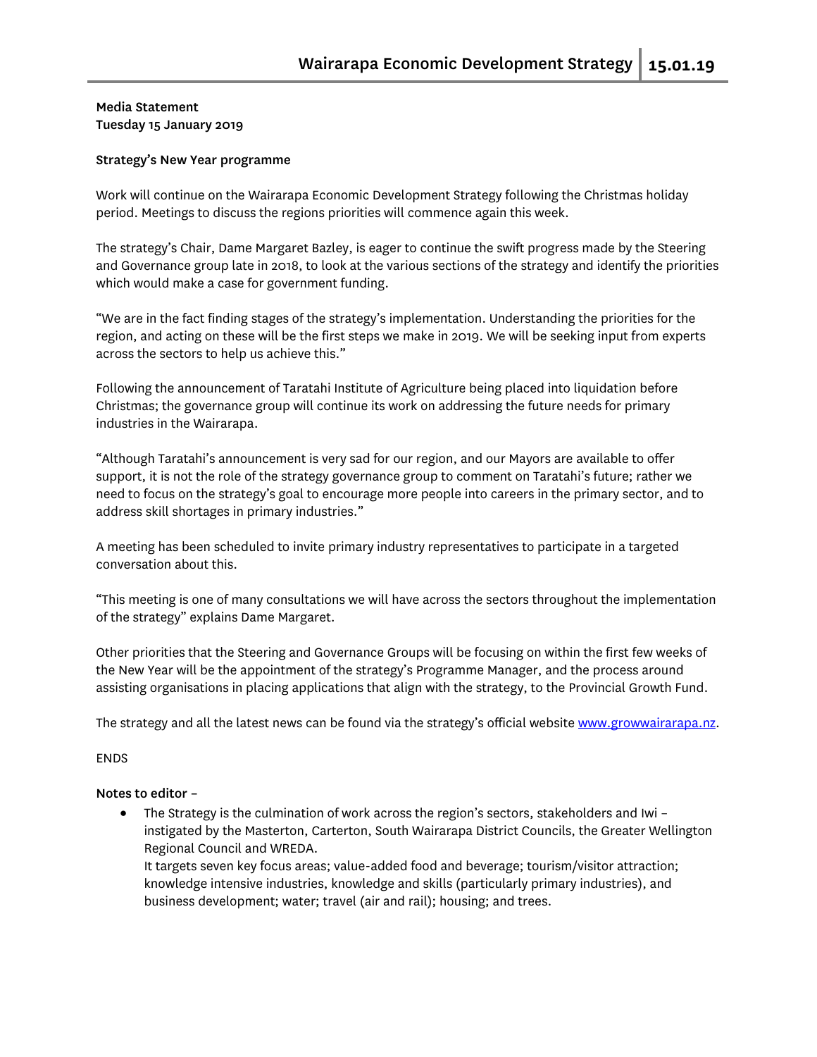**Media Statement**
**Tuesday 15 January 2019**

**Strategy's New Year programme**

Work will continue on the Wairarapa Economic Development Strategy following the Christmas holiday period. Meetings to discuss the regions priorities will commence again this week.

The strategy's Chair, Dame Margaret Bazley, is eager to continue the swift progress made by the Steering and Governance group late in 2018, to look at the various sections of the strategy and identify the priorities which would make a case for government funding.

"We are in the fact finding stages of the strategy's implementation. Understanding the priorities for the region, and acting on these will be the first steps we make in 2019. We will be seeking input from experts across the sectors to help us achieve this."

Following the announcement of Taratahi Institute of Agriculture being placed into liquidation before Christmas; the governance group will continue its work on addressing the future needs for primary industries in the Wairarapa.

"Although Taratahi's announcement is very sad for our region, and our Mayors are available to offer support, it is not the role of the strategy governance group to comment on Taratahi's future; rather we need to focus on the strategy's goal to encourage more people into careers in the primary sector, and to address skill shortages in primary industries."

A meeting has been scheduled to invite primary industry representatives to participate in a targeted conversation about this.

"This meeting is one of many consultations we will have across the sectors throughout the implementation of the strategy" explains Dame Margaret.

Other priorities that the Steering and Governance Groups will be focusing on within the first few weeks of the New Year will be the appointment of the strategy's Programme Manager, and the process around assisting organisations in placing applications that align with the strategy, to the Provincial Growth Fund.

The strategy and all the latest news can be found via the strategy's official website [www.growwairarapa.nz](http://www.growwairarapa.nz).

ENDS

**Notes to editor –**

- The Strategy is the culmination of work across the region's sectors, stakeholders and Iwi – instigated by the Masterton, Carterton, South Wairarapa District Councils, the Greater Wellington Regional Council and WREDA.
  It targets seven key focus areas; value-added food and beverage; tourism/visitor attraction; knowledge intensive industries, knowledge and skills (particularly primary industries), and business development; water; travel (air and rail); housing; and trees.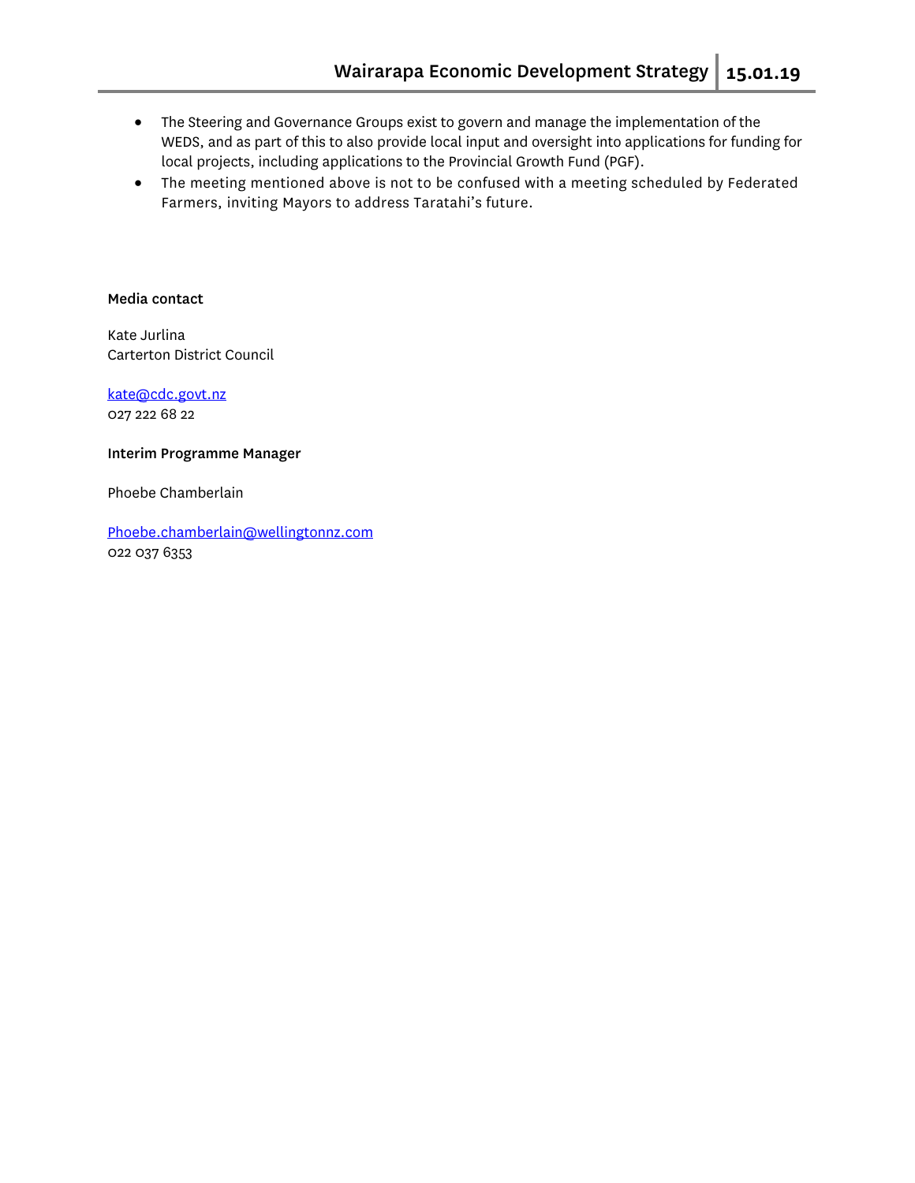- The Steering and Governance Groups exist to govern and manage the implementation of the WEDS, and as part of this to also provide local input and oversight into applications for funding for local projects, including applications to the Provincial Growth Fund (PGF).
- The meeting mentioned above is not to be confused with a meeting scheduled by Federated Farmers, inviting Mayors to address Taratahi's future.

**Media contact**

Kate Jurlina
Carterton District Council

kate@cdc.govt.nz
027 222 68 22

**Interim Programme Manager**

Phoebe Chamberlain

Phoebe.chamberlain@wellingtonnz.com
022 037 6353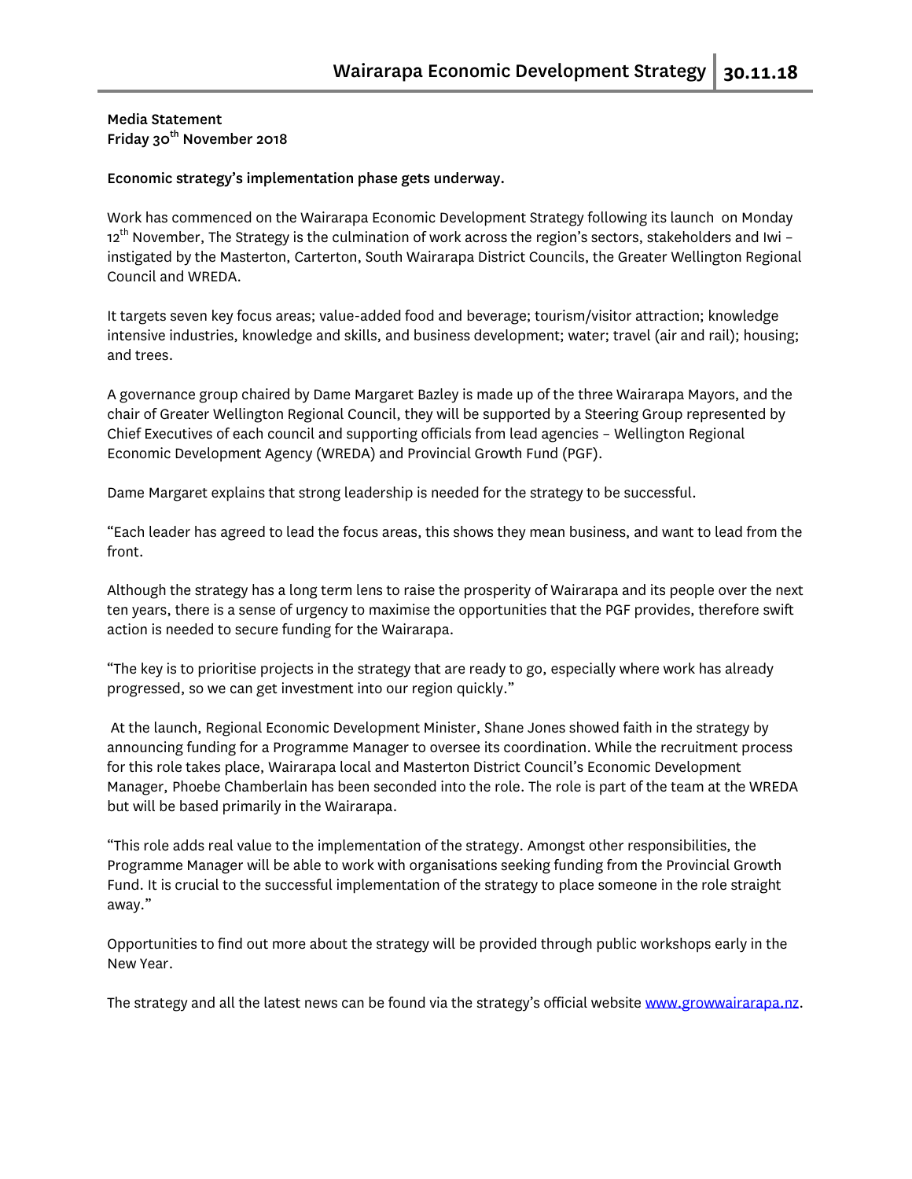**Media Statement**
**Friday 30th November 2018**

**Economic strategy's implementation phase gets underway.**

Work has commenced on the Wairarapa Economic Development Strategy following its launch on Monday 12th November, The Strategy is the culmination of work across the region's sectors, stakeholders and Iwi – instigated by the Masterton, Carterton, South Wairarapa District Councils, the Greater Wellington Regional Council and WREDA.

It targets seven key focus areas; value-added food and beverage; tourism/visitor attraction; knowledge intensive industries, knowledge and skills, and business development; water; travel (air and rail); housing; and trees.

A governance group chaired by Dame Margaret Bazley is made up of the three Wairarapa Mayors, and the chair of Greater Wellington Regional Council, they will be supported by a Steering Group represented by Chief Executives of each council and supporting officials from lead agencies – Wellington Regional Economic Development Agency (WREDA) and Provincial Growth Fund (PGF).

Dame Margaret explains that strong leadership is needed for the strategy to be successful.

"Each leader has agreed to lead the focus areas, this shows they mean business, and want to lead from the front.

Although the strategy has a long term lens to raise the prosperity of Wairarapa and its people over the next ten years, there is a sense of urgency to maximise the opportunities that the PGF provides, therefore swift action is needed to secure funding for the Wairarapa.

"The key is to prioritise projects in the strategy that are ready to go, especially where work has already progressed, so we can get investment into our region quickly."

At the launch, Regional Economic Development Minister, Shane Jones showed faith in the strategy by announcing funding for a Programme Manager to oversee its coordination. While the recruitment process for this role takes place, Wairarapa local and Masterton District Council's Economic Development Manager, Phoebe Chamberlain has been seconded into the role. The role is part of the team at the WREDA but will be based primarily in the Wairarapa.

"This role adds real value to the implementation of the strategy. Amongst other responsibilities, the Programme Manager will be able to work with organisations seeking funding from the Provincial Growth Fund. It is crucial to the successful implementation of the strategy to place someone in the role straight away."

Opportunities to find out more about the strategy will be provided through public workshops early in the New Year.

The strategy and all the latest news can be found via the strategy's official website [www.growwairarapa.nz](http://www.growwairarapa.nz).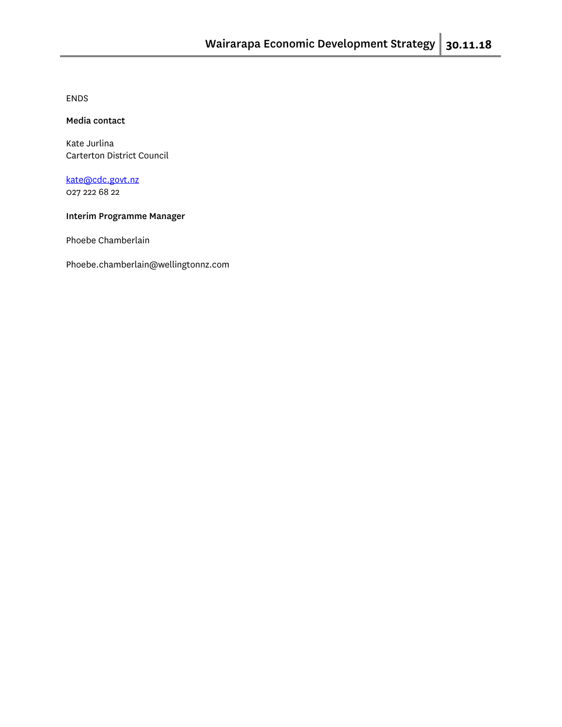ENDS

**Media contact**

Kate Jurlina
Carterton District Council

[kate@cdc.govt.nz](mailto:kate@cdc.govt.nz)
027 222 68 22

**Interim Programme Manager**

Phoebe Chamberlain

Phoebe.chamberlain@wellingtonnz.com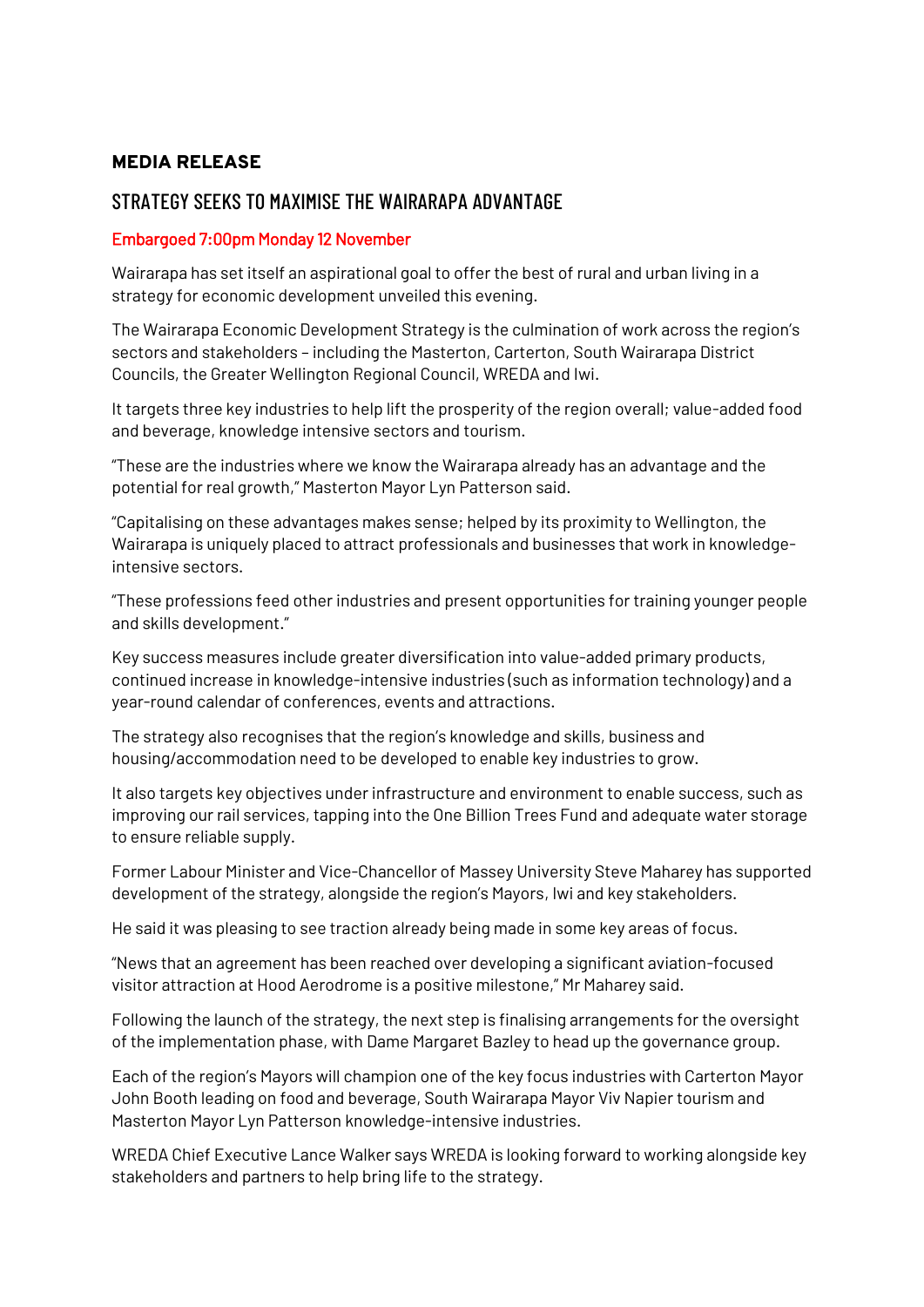**MEDIA RELEASE**

## STRATEGY SEEKS TO MAXIMISE THE WAIRARAPA ADVANTAGE

Embargoed 7:00pm Monday 12 November

Wairarapa has set itself an aspirational goal to offer the best of rural and urban living in a strategy for economic development unveiled this evening.

The Wairarapa Economic Development Strategy is the culmination of work across the region's sectors and stakeholders – including the Masterton, Carterton, South Wairarapa District Councils, the Greater Wellington Regional Council, WREDA and Iwi.

It targets three key industries to help lift the prosperity of the region overall; value-added food and beverage, knowledge intensive sectors and tourism.

"These are the industries where we know the Wairarapa already has an advantage and the potential for real growth," Masterton Mayor Lyn Patterson said.

"Capitalising on these advantages makes sense; helped by its proximity to Wellington, the Wairarapa is uniquely placed to attract professionals and businesses that work in knowledge-intensive sectors.

"These professions feed other industries and present opportunities for training younger people and skills development."

Key success measures include greater diversification into value-added primary products, continued increase in knowledge-intensive industries (such as information technology) and a year-round calendar of conferences, events and attractions.

The strategy also recognises that the region's knowledge and skills, business and housing/accommodation need to be developed to enable key industries to grow.

It also targets key objectives under infrastructure and environment to enable success, such as improving our rail services, tapping into the One Billion Trees Fund and adequate water storage to ensure reliable supply.

Former Labour Minister and Vice-Chancellor of Massey University Steve Maharey has supported development of the strategy, alongside the region's Mayors, Iwi and key stakeholders.

He said it was pleasing to see traction already being made in some key areas of focus.

"News that an agreement has been reached over developing a significant aviation-focused visitor attraction at Hood Aerodrome is a positive milestone," Mr Maharey said.

Following the launch of the strategy, the next step is finalising arrangements for the oversight of the implementation phase, with Dame Margaret Bazley to head up the governance group.

Each of the region's Mayors will champion one of the key focus industries with Carterton Mayor John Booth leading on food and beverage, South Wairarapa Mayor Viv Napier tourism and Masterton Mayor Lyn Patterson knowledge-intensive industries.

WREDA Chief Executive Lance Walker says WREDA is looking forward to working alongside key stakeholders and partners to help bring life to the strategy.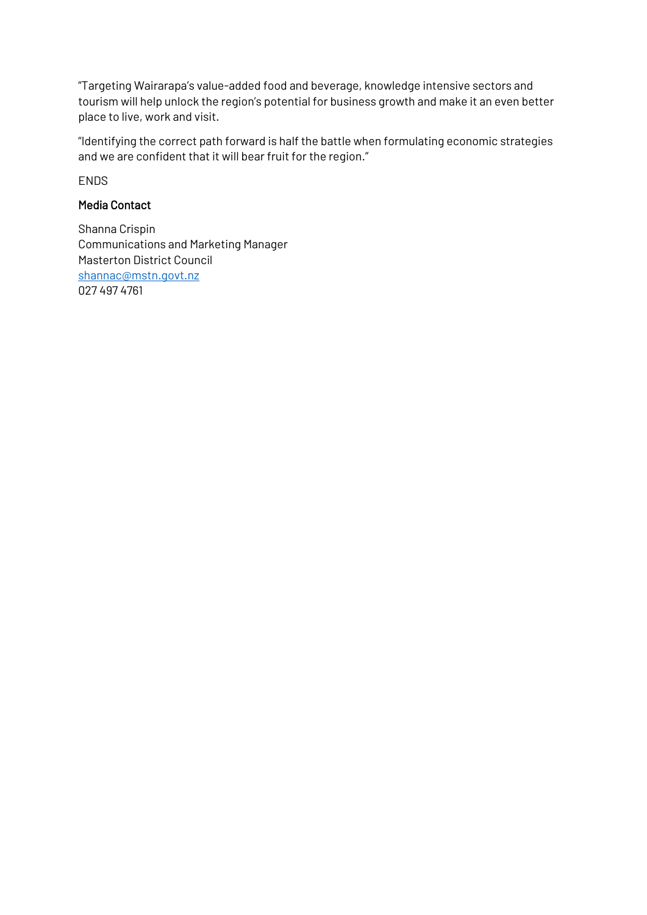"Targeting Wairarapa's value-added food and beverage, knowledge intensive sectors and tourism will help unlock the region's potential for business growth and make it an even better place to live, work and visit.

"Identifying the correct path forward is half the battle when formulating economic strategies and we are confident that it will bear fruit for the region."

ENDS

**Media Contact**

Shanna Crispin
Communications and Marketing Manager
Masterton District Council
shannac@mstn.govt.nz
027 497 4761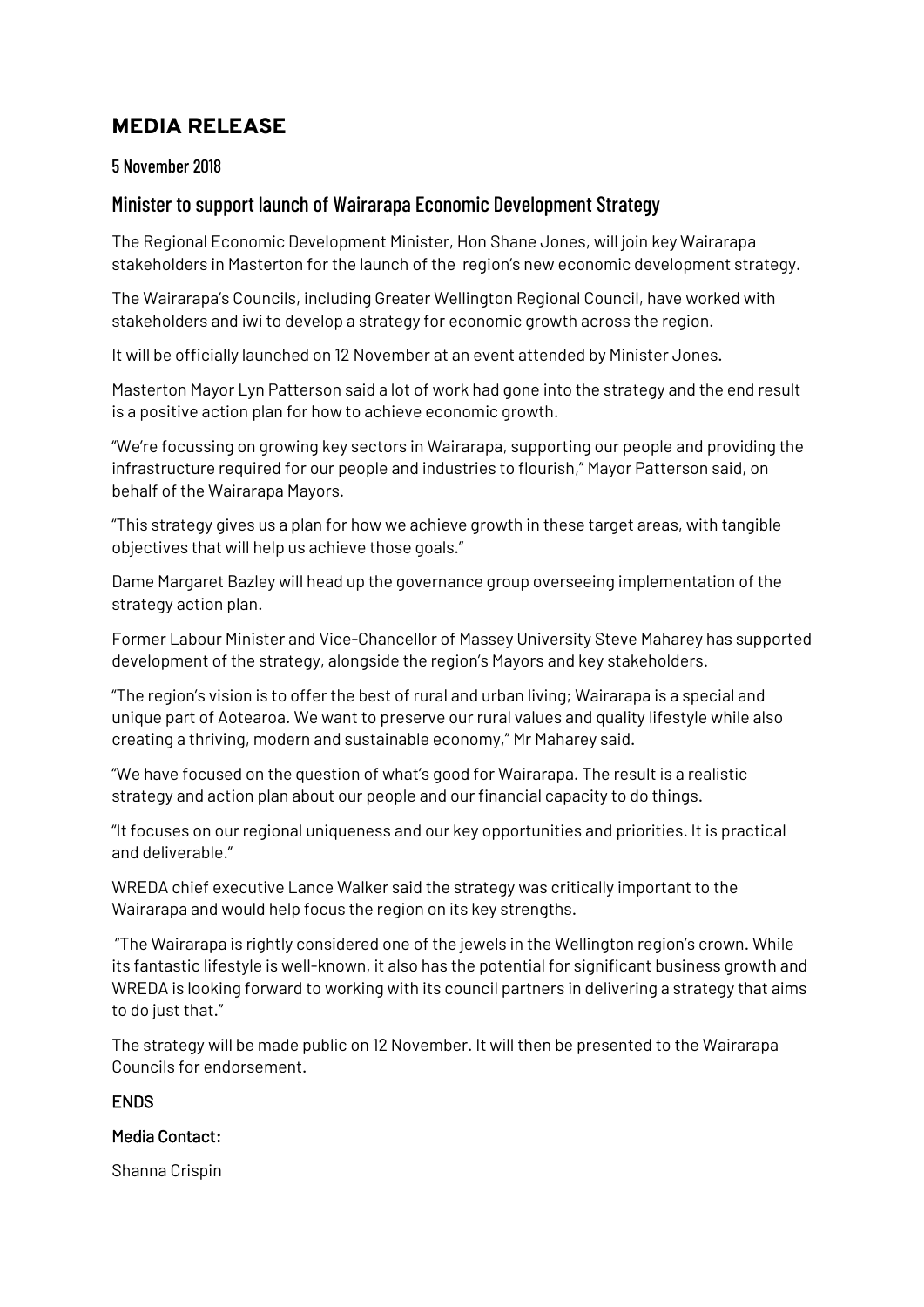# MEDIA RELEASE

**5 November 2018**

## Minister to support launch of Wairarapa Economic Development Strategy

The Regional Economic Development Minister, Hon Shane Jones, will join key Wairarapa stakeholders in Masterton for the launch of the region's new economic development strategy.

The Wairarapa's Councils, including Greater Wellington Regional Council, have worked with stakeholders and iwi to develop a strategy for economic growth across the region.

It will be officially launched on 12 November at an event attended by Minister Jones.

Masterton Mayor Lyn Patterson said a lot of work had gone into the strategy and the end result is a positive action plan for how to achieve economic growth.

"We're focussing on growing key sectors in Wairarapa, supporting our people and providing the infrastructure required for our people and industries to flourish," Mayor Patterson said, on behalf of the Wairarapa Mayors.

"This strategy gives us a plan for how we achieve growth in these target areas, with tangible objectives that will help us achieve those goals."

Dame Margaret Bazley will head up the governance group overseeing implementation of the strategy action plan.

Former Labour Minister and Vice-Chancellor of Massey University Steve Maharey has supported development of the strategy, alongside the region's Mayors and key stakeholders.

"The region's vision is to offer the best of rural and urban living; Wairarapa is a special and unique part of Aotearoa. We want to preserve our rural values and quality lifestyle while also creating a thriving, modern and sustainable economy," Mr Maharey said.

"We have focused on the question of what's good for Wairarapa. The result is a realistic strategy and action plan about our people and our financial capacity to do things.

"It focuses on our regional uniqueness and our key opportunities and priorities. It is practical and deliverable."

WREDA chief executive Lance Walker said the strategy was critically important to the Wairarapa and would help focus the region on its key strengths.

"The Wairarapa is rightly considered one of the jewels in the Wellington region's crown. While its fantastic lifestyle is well-known, it also has the potential for significant business growth and WREDA is looking forward to working with its council partners in delivering a strategy that aims to do just that."

The strategy will be made public on 12 November. It will then be presented to the Wairarapa Councils for endorsement.

**ENDS**

**Media Contact:**

Shanna Crispin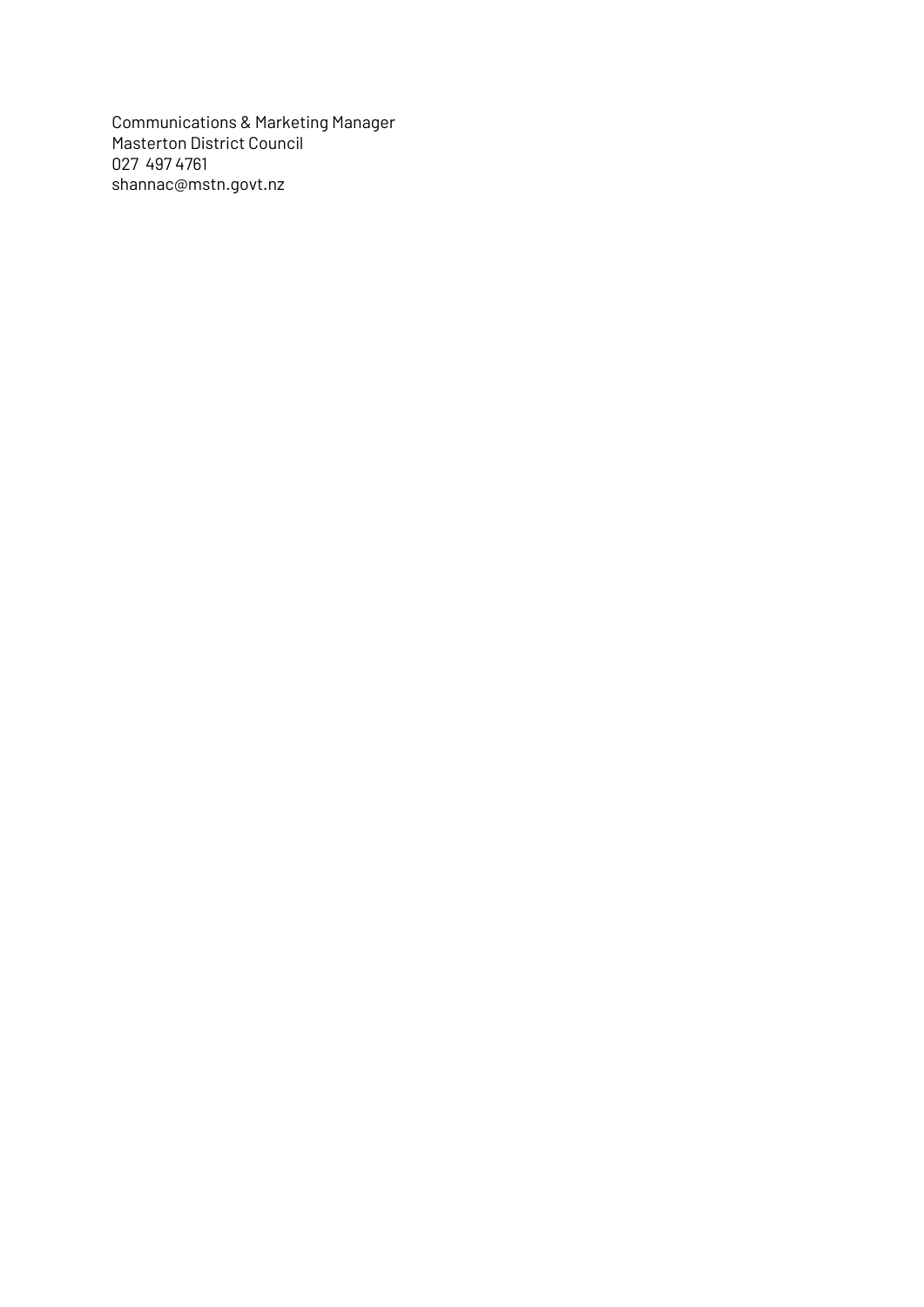Communications & Marketing Manager
Masterton District Council
027  497 4761
shannac@mstn.govt.nz